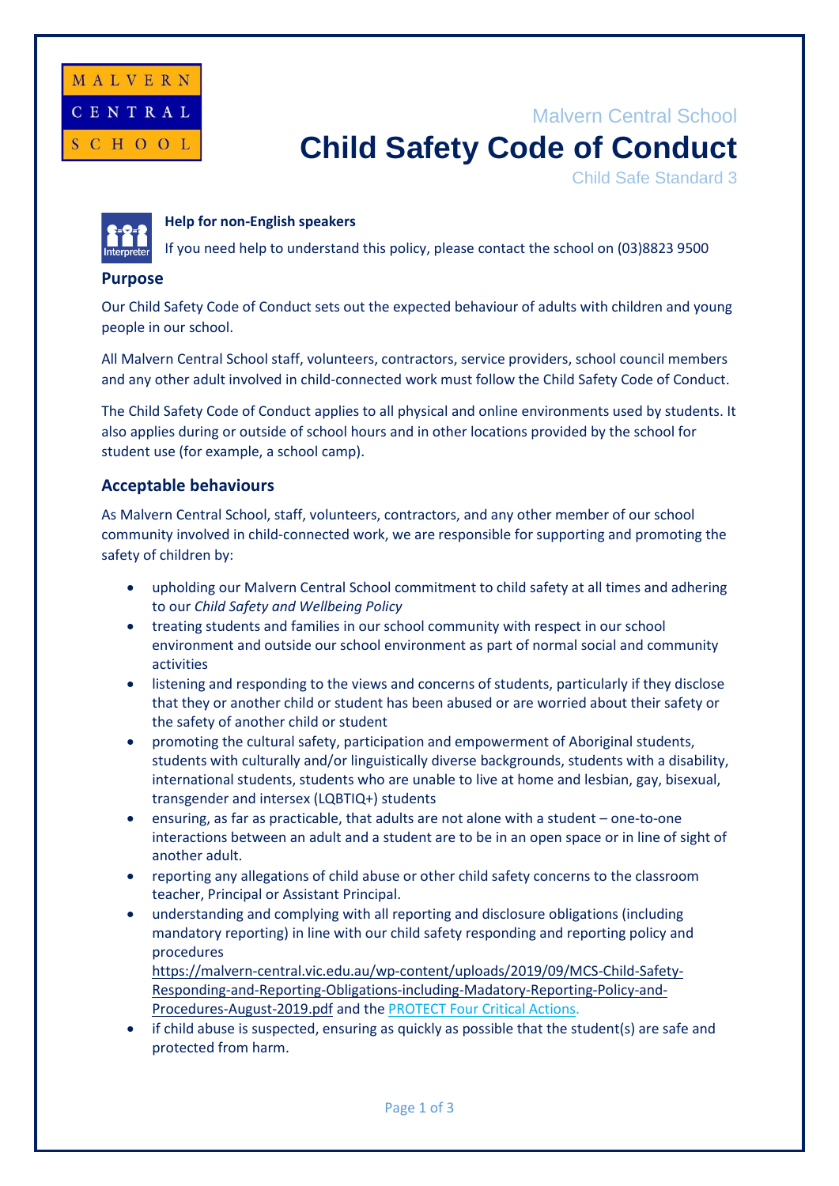Malvern Central School

# Child Safety Code of Conduct

Child Safe Standard 3

**Help for non-English speakers**

If you need help to understand this policy, please contact the school on (03)8823 9500

## Purpose

Our Child Safety Code of Conduct sets out the expected behaviour of adults with children and young people in our school.

All Malvern Central School staff, volunteers, contractors, service providers, school council members and any other adult involved in child-connected work must follow the Child Safety Code of Conduct.

The Child Safety Code of Conduct applies to all physical and online environments used by students. It also applies during or outside of school hours and in other locations provided by the school for student use (for example, a school camp).

## Acceptable behaviours

As Malvern Central School, staff, volunteers, contractors, and any other member of our school community involved in child-connected work, we are responsible for supporting and promoting the safety of children by:

- upholding our Malvern Central School commitment to child safety at all times and adhering to our *Child Safety and Wellbeing Policy*
- treating students and families in our school community with respect in our school environment and outside our school environment as part of normal social and community activities
- listening and responding to the views and concerns of students, particularly if they disclose that they or another child or student has been abused or are worried about their safety or the safety of another child or student
- promoting the cultural safety, participation and empowerment of Aboriginal students, students with culturally and/or linguistically diverse backgrounds, students with a disability, international students, students who are unable to live at home and lesbian, gay, bisexual, transgender and intersex (LQBTIQ+) students
- ensuring, as far as practicable, that adults are not alone with a student – one-to-one interactions between an adult and a student are to be in an open space or in line of sight of another adult.
- reporting any allegations of child abuse or other child safety concerns to the classroom teacher, Principal or Assistant Principal.
- understanding and complying with all reporting and disclosure obligations (including mandatory reporting) in line with our child safety responding and reporting policy and procedures https://malvern-central.vic.edu.au/wp-content/uploads/2019/09/MCS-Child-Safety-Responding-and-Reporting-Obligations-including-Madatory-Reporting-Policy-and-Procedures-August-2019.pdf and the PROTECT Four Critical Actions.
- if child abuse is suspected, ensuring as quickly as possible that the student(s) are safe and protected from harm.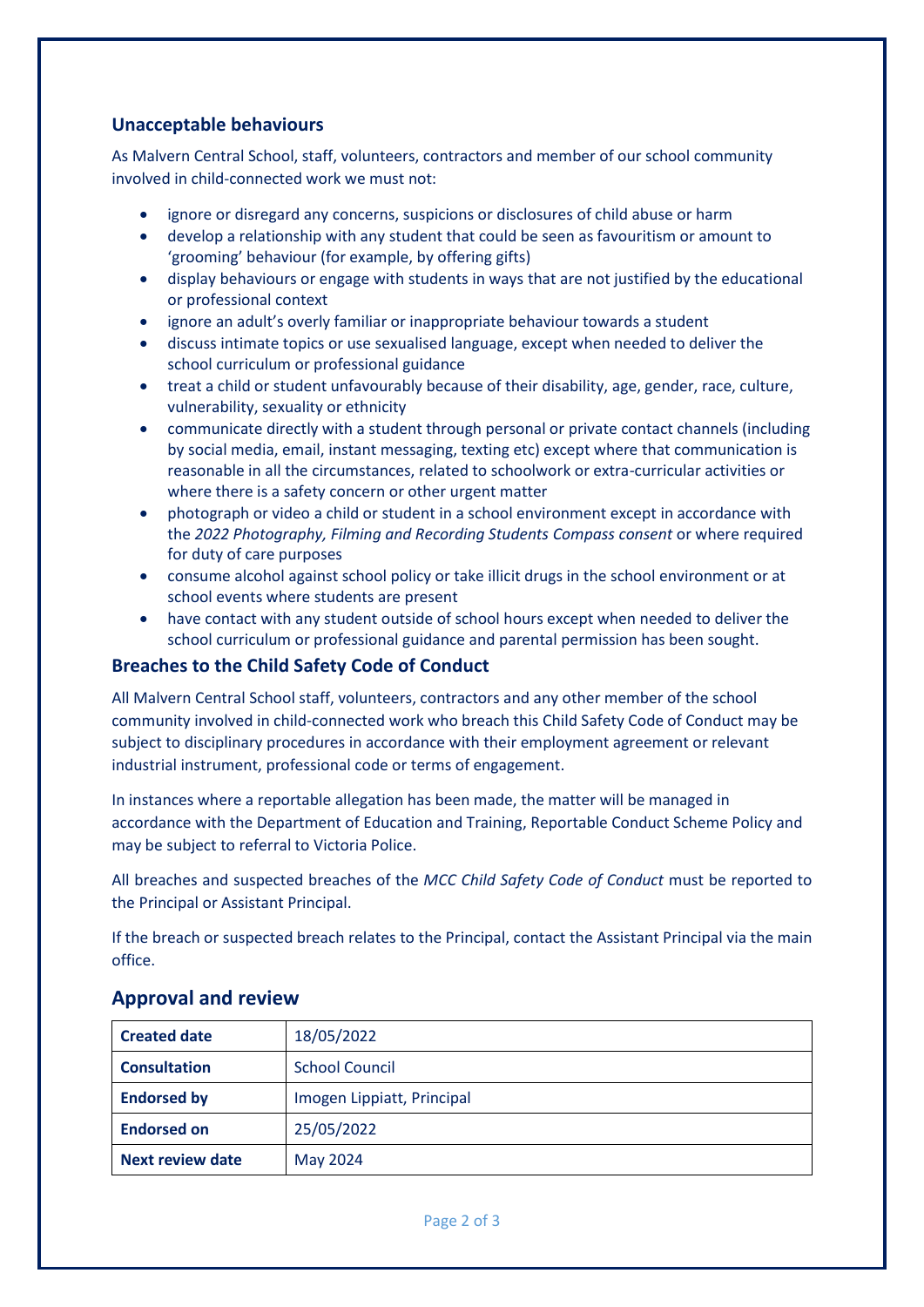## Unacceptable behaviours

As Malvern Central School, staff, volunteers, contractors and member of our school community involved in child-connected work we must not:

- ignore or disregard any concerns, suspicions or disclosures of child abuse or harm
- develop a relationship with any student that could be seen as favouritism or amount to 'grooming' behaviour (for example, by offering gifts)
- display behaviours or engage with students in ways that are not justified by the educational or professional context
- ignore an adult's overly familiar or inappropriate behaviour towards a student
- discuss intimate topics or use sexualised language, except when needed to deliver the school curriculum or professional guidance
- treat a child or student unfavourably because of their disability, age, gender, race, culture, vulnerability, sexuality or ethnicity
- communicate directly with a student through personal or private contact channels (including by social media, email, instant messaging, texting etc) except where that communication is reasonable in all the circumstances, related to schoolwork or extra-curricular activities or where there is a safety concern or other urgent matter
- photograph or video a child or student in a school environment except in accordance with the *2022 Photography, Filming and Recording Students Compass consent* or where required for duty of care purposes
- consume alcohol against school policy or take illicit drugs in the school environment or at school events where students are present
- have contact with any student outside of school hours except when needed to deliver the school curriculum or professional guidance and parental permission has been sought.

## Breaches to the Child Safety Code of Conduct

All Malvern Central School staff, volunteers, contractors and any other member of the school community involved in child-connected work who breach this Child Safety Code of Conduct may be subject to disciplinary procedures in accordance with their employment agreement or relevant industrial instrument, professional code or terms of engagement.

In instances where a reportable allegation has been made, the matter will be managed in accordance with the Department of Education and Training, Reportable Conduct Scheme Policy and may be subject to referral to Victoria Police.

All breaches and suspected breaches of the *MCC Child Safety Code of Conduct* must be reported to the Principal or Assistant Principal.

If the breach or suspected breach relates to the Principal, contact the Assistant Principal via the main office.

## Approval and review

| **Created date** | 18/05/2022 |
|---|---|
| **Consultation** | School Council |
| **Endorsed by** | Imogen Lippiatt, Principal |
| **Endorsed on** | 25/05/2022 |
| **Next review date** | May 2024 |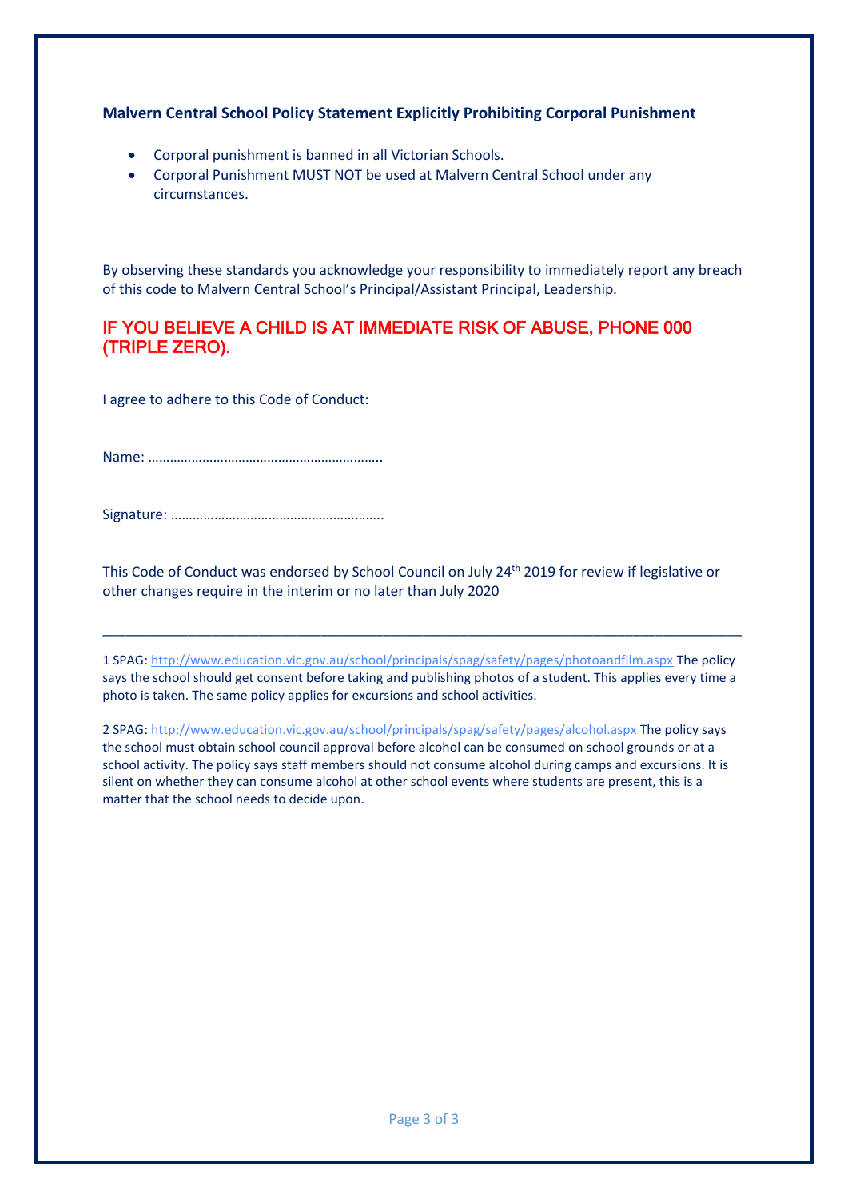**Malvern Central School Policy Statement Explicitly Prohibiting Corporal Punishment**

- Corporal punishment is banned in all Victorian Schools.
- Corporal Punishment MUST NOT be used at Malvern Central School under any circumstances.

By observing these standards you acknowledge your responsibility to immediately report any breach of this code to Malvern Central School's Principal/Assistant Principal, Leadership.

**IF YOU BELIEVE A CHILD IS AT IMMEDIATE RISK OF ABUSE, PHONE 000 (TRIPLE ZERO).**

I agree to adhere to this Code of Conduct:

Name: ………………………………………………………..

Signature: …………………………………………………..

This Code of Conduct was endorsed by School Council on July 24th 2019 for review if legislative or other changes require in the interim or no later than July 2020

---

1 SPAG: http://www.education.vic.gov.au/school/principals/spag/safety/pages/photoandfilm.aspx The policy says the school should get consent before taking and publishing photos of a student. This applies every time a photo is taken. The same policy applies for excursions and school activities.

2 SPAG: http://www.education.vic.gov.au/school/principals/spag/safety/pages/alcohol.aspx The policy says the school must obtain school council approval before alcohol can be consumed on school grounds or at a school activity. The policy says staff members should not consume alcohol during camps and excursions. It is silent on whether they can consume alcohol at other school events where students are present, this is a matter that the school needs to decide upon.